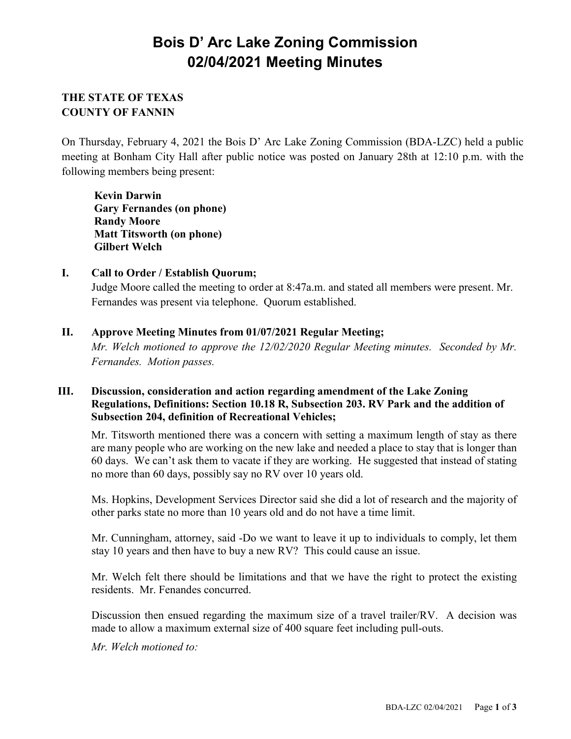# Bois D' Arc Lake Zoning Commission 02/04/2021 Meeting Minutes

**THE STATE OF TEXAS**
**COUNTY OF FANNIN**

On Thursday, February 4, 2021 the Bois D' Arc Lake Zoning Commission (BDA-LZC) held a public meeting at Bonham City Hall after public notice was posted on January 28th at 12:10 p.m. with the following members being present:

**Kevin Darwin**
**Gary Fernandes (on phone)**
**Randy Moore**
**Matt Titsworth (on phone)**
**Gilbert Welch**

## I. Call to Order / Establish Quorum;

Judge Moore called the meeting to order at 8:47a.m. and stated all members were present. Mr. Fernandes was present via telephone. Quorum established.

## II. Approve Meeting Minutes from 01/07/2021 Regular Meeting;

*Mr. Welch motioned to approve the 12/02/2020 Regular Meeting minutes. Seconded by Mr. Fernandes. Motion passes.*

## III. Discussion, consideration and action regarding amendment of the Lake Zoning Regulations, Definitions: Section 10.18 R, Subsection 203. RV Park and the addition of Subsection 204, definition of Recreational Vehicles;

Mr. Titsworth mentioned there was a concern with setting a maximum length of stay as there are many people who are working on the new lake and needed a place to stay that is longer than 60 days. We can't ask them to vacate if they are working. He suggested that instead of stating no more than 60 days, possibly say no RV over 10 years old.

Ms. Hopkins, Development Services Director said she did a lot of research and the majority of other parks state no more than 10 years old and do not have a time limit.

Mr. Cunningham, attorney, said -Do we want to leave it up to individuals to comply, let them stay 10 years and then have to buy a new RV? This could cause an issue.

Mr. Welch felt there should be limitations and that we have the right to protect the existing residents. Mr. Fenandes concurred.

Discussion then ensued regarding the maximum size of a travel trailer/RV. A decision was made to allow a maximum external size of 400 square feet including pull-outs.

*Mr. Welch motioned to:*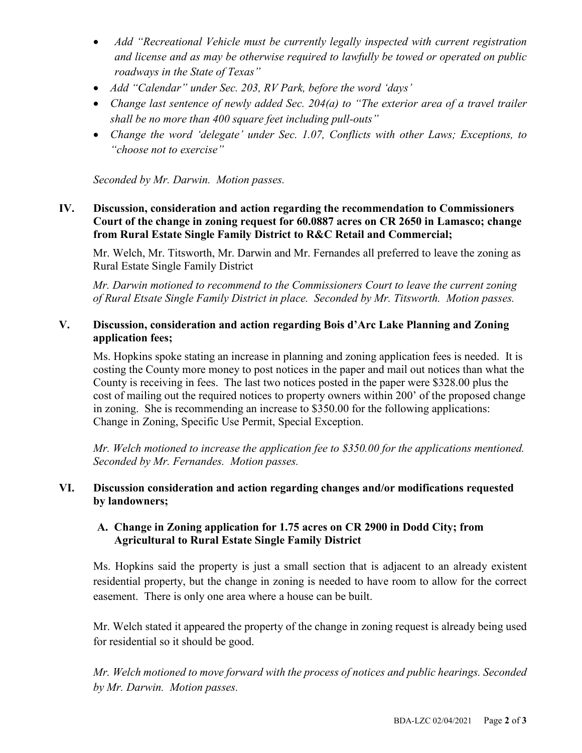- *Add "Recreational Vehicle must be currently legally inspected with current registration and license and as may be otherwise required to lawfully be towed or operated on public roadways in the State of Texas"*
- *Add "Calendar" under Sec. 203, RV Park, before the word 'days'*
- *Change last sentence of newly added Sec. 204(a) to "The exterior area of a travel trailer shall be no more than 400 square feet including pull-outs"*
- *Change the word 'delegate' under Sec. 1.07, Conflicts with other Laws; Exceptions, to "choose not to exercise"*

*Seconded by Mr. Darwin. Motion passes.*

**IV. Discussion, consideration and action regarding the recommendation to Commissioners Court of the change in zoning request for 60.0887 acres on CR 2650 in Lamasco; change from Rural Estate Single Family District to R&C Retail and Commercial;**

Mr. Welch, Mr. Titsworth, Mr. Darwin and Mr. Fernandes all preferred to leave the zoning as Rural Estate Single Family District

*Mr. Darwin motioned to recommend to the Commissioners Court to leave the current zoning of Rural Etsate Single Family District in place. Seconded by Mr. Titsworth. Motion passes.*

**V. Discussion, consideration and action regarding Bois d'Arc Lake Planning and Zoning application fees;**

Ms. Hopkins spoke stating an increase in planning and zoning application fees is needed. It is costing the County more money to post notices in the paper and mail out notices than what the County is receiving in fees. The last two notices posted in the paper were $328.00 plus the cost of mailing out the required notices to property owners within 200' of the proposed change in zoning. She is recommending an increase to $350.00 for the following applications: Change in Zoning, Specific Use Permit, Special Exception.

*Mr. Welch motioned to increase the application fee to $350.00 for the applications mentioned. Seconded by Mr. Fernandes. Motion passes.*

**VI. Discussion consideration and action regarding changes and/or modifications requested by landowners;**

**A. Change in Zoning application for 1.75 acres on CR 2900 in Dodd City; from Agricultural to Rural Estate Single Family District**

Ms. Hopkins said the property is just a small section that is adjacent to an already existent residential property, but the change in zoning is needed to have room to allow for the correct easement. There is only one area where a house can be built.

Mr. Welch stated it appeared the property of the change in zoning request is already being used for residential so it should be good.

*Mr. Welch motioned to move forward with the process of notices and public hearings. Seconded by Mr. Darwin. Motion passes.*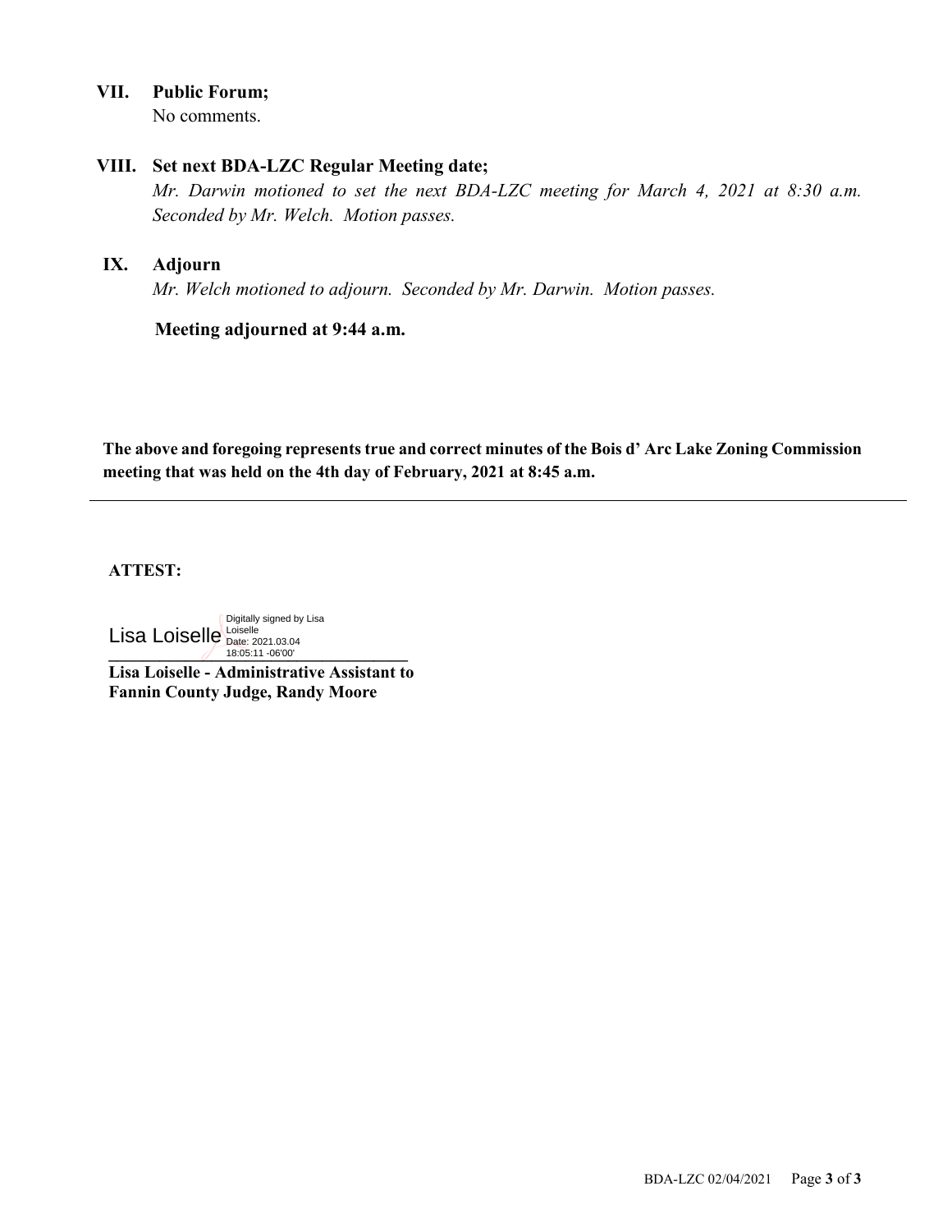## VII. Public Forum;

No comments.

## VIII. Set next BDA-LZC Regular Meeting date;

*Mr. Darwin motioned to set the next BDA-LZC meeting for March 4, 2021 at 8:30 a.m. Seconded by Mr. Welch. Motion passes.*

## IX. Adjourn

*Mr. Welch motioned to adjourn. Seconded by Mr. Darwin. Motion passes.*

**Meeting adjourned at 9:44 a.m.**

**The above and foregoing represents true and correct minutes of the Bois d' Arc Lake Zoning Commission meeting that was held on the 4th day of February, 2021 at 8:45 a.m.**

---

**ATTEST:**

Lisa Loiselle Digitally signed by Lisa Loiselle Date: 2021.03.04 18:05:11 -06'00'

**Lisa Loiselle - Administrative Assistant to Fannin County Judge, Randy Moore**